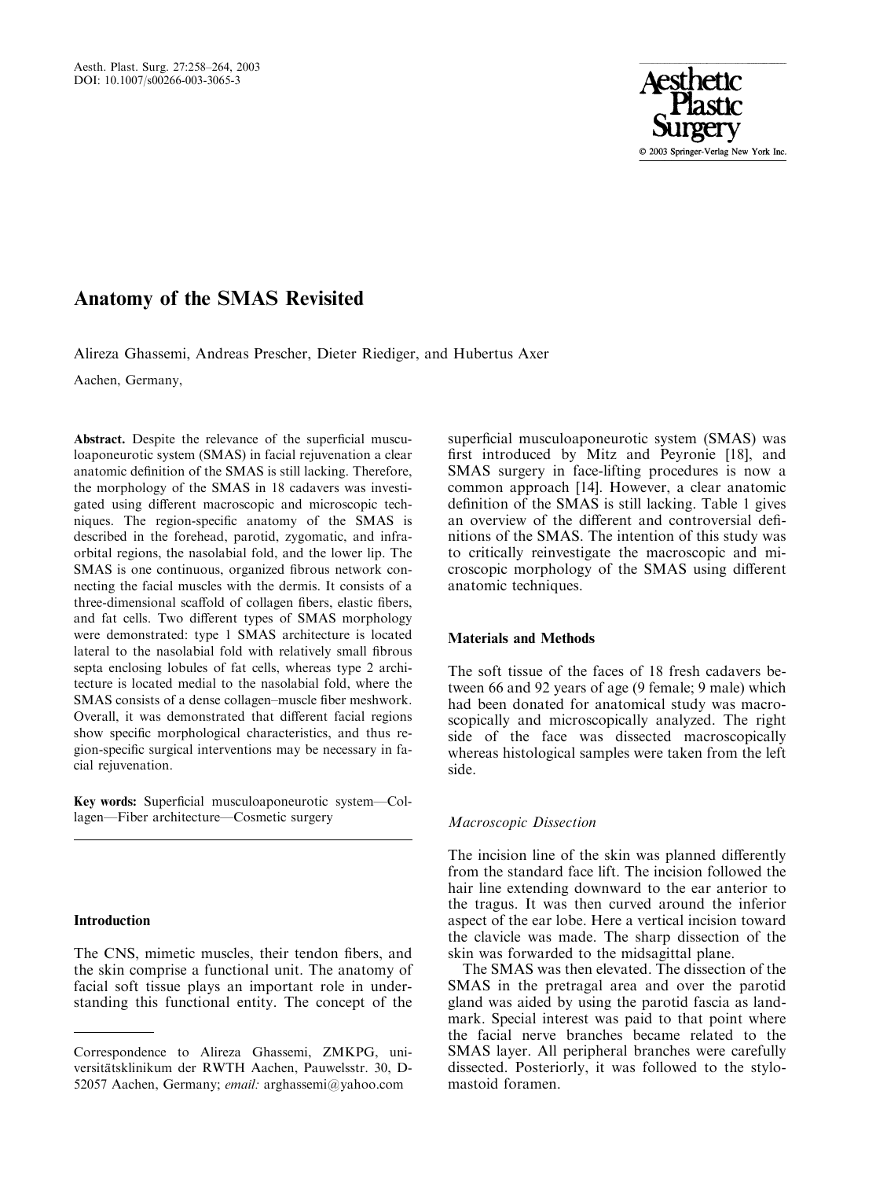# Anatomy of the SMAS Revisited

Alireza Ghassemi, Andreas Prescher, Dieter Riediger, and Hubertus Axer

Aachen, Germany,

**Abstract.** Despite the relevance of the superficial musculoaponeurotic system (SMAS) in facial rejuvenation a clear anatomic definition of the SMAS is still lacking. Therefore, the morphology of the SMAS in 18 cadavers was investigated using different macroscopic and microscopic techniques. The region-specific anatomy of the SMAS is described in the forehead, parotid, zygomatic, and infraorbital regions, the nasolabial fold, and the lower lip. The SMAS is one continuous, organized fibrous network connecting the facial muscles with the dermis. It consists of a three-dimensional scaffold of collagen fibers, elastic fibers, and fat cells. Two different types of SMAS morphology were demonstrated: type 1 SMAS architecture is located lateral to the nasolabial fold with relatively small fibrous septa enclosing lobules of fat cells, whereas type 2 architecture is located medial to the nasolabial fold, where the SMAS consists of a dense collagen–muscle fiber meshwork. Overall, it was demonstrated that different facial regions show specific morphological characteristics, and thus region-specific surgical interventions may be necessary in facial rejuvenation.

**Key words:** Superficial musculoaponeurotic system—Collagen—Fiber architecture—Cosmetic surgery

## Introduction

The CNS, mimetic muscles, their tendon fibers, and the skin comprise a functional unit. The anatomy of facial soft tissue plays an important role in understanding this functional entity. The concept of the superficial musculoaponeurotic system (SMAS) was first introduced by Mitz and Peyronie [18], and SMAS surgery in face-lifting procedures is now a common approach [14]. However, a clear anatomic definition of the SMAS is still lacking. Table 1 gives an overview of the different and controversial definitions of the SMAS. The intention of this study was to critically reinvestigate the macroscopic and microscopic morphology of the SMAS using different anatomic techniques.

## Materials and Methods

The soft tissue of the faces of 18 fresh cadavers between 66 and 92 years of age (9 female; 9 male) which had been donated for anatomical study was macroscopically and microscopically analyzed. The right side of the face was dissected macroscopically whereas histological samples were taken from the left side.

### *Macroscopic Dissection*

The incision line of the skin was planned differently from the standard face lift. The incision followed the hair line extending downward to the ear anterior to the tragus. It was then curved around the inferior aspect of the ear lobe. Here a vertical incision toward the clavicle was made. The sharp dissection of the skin was forwarded to the midsagittal plane.

The SMAS was then elevated. The dissection of the SMAS in the pretragal area and over the parotid gland was aided by using the parotid fascia as landmark. Special interest was paid to that point where the facial nerve branches became related to the SMAS layer. All peripheral branches were carefully dissected. Posteriorly, it was followed to the stylomastoid foramen.

Correspondence to Alireza Ghassemi, ZMKPG, universitätsklinikum der RWTH Aachen, Pauwelsstr. 30, D-52057 Aachen, Germany; *email:* arghassemi@yahoo.com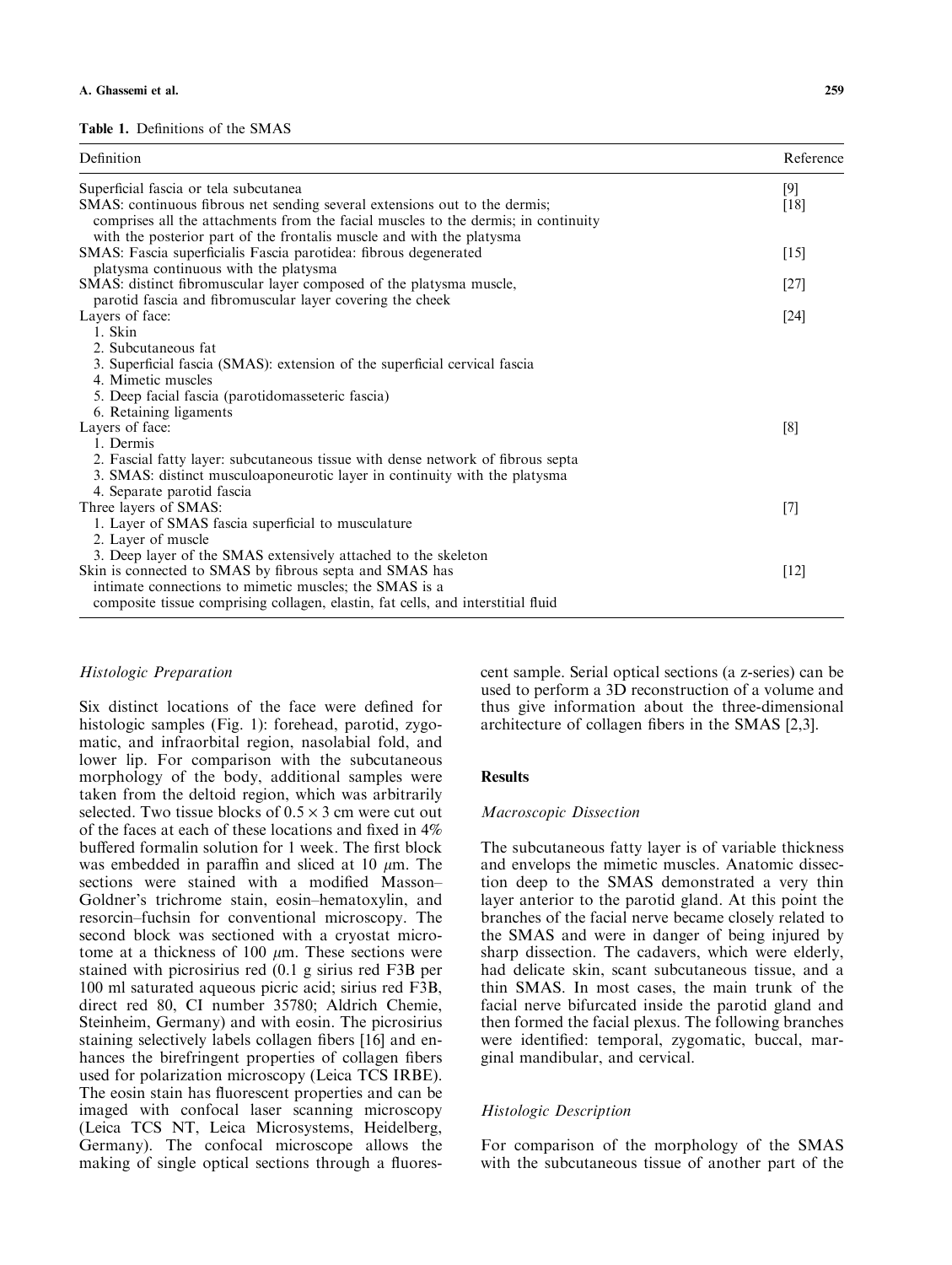**Table 1.** Definitions of the SMAS

| Definition | Reference |
|---|---|
| Superficial fascia or tela subcutanea | [9] |
| SMAS: continuous fibrous net sending several extensions out to the dermis; comprises all the attachments from the facial muscles to the dermis; in continuity with the posterior part of the frontalis muscle and with the platysma | [18] |
| SMAS: Fascia superficialis Fascia parotidea: fibrous degenerated platysma continuous with the platysma | [15] |
| SMAS: distinct fibromuscular layer composed of the platysma muscle, parotid fascia and fibromuscular layer covering the cheek | [27] |
| Layers of face: 1. Skin 2. Subcutaneous fat 3. Superficial fascia (SMAS): extension of the superficial cervical fascia 4. Mimetic muscles 5. Deep facial fascia (parotidomasseteric fascia) 6. Retaining ligaments | [24] |
| Layers of face: 1. Dermis 2. Fascial fatty layer: subcutaneous tissue with dense network of fibrous septa 3. SMAS: distinct musculoaponeurotic layer in continuity with the platysma 4. Separate parotid fascia | [8] |
| Three layers of SMAS: 1. Layer of SMAS fascia superficial to musculature 2. Layer of muscle 3. Deep layer of the SMAS extensively attached to the skeleton | [7] |
| Skin is connected to SMAS by fibrous septa and SMAS has intimate connections to mimetic muscles; the SMAS is a composite tissue comprising collagen, elastin, fat cells, and interstitial fluid | [12] |

### *Histologic Preparation*

Six distinct locations of the face were defined for histologic samples (Fig. 1): forehead, parotid, zygomatic, and infraorbital region, nasolabial fold, and lower lip. For comparison with the subcutaneous morphology of the body, additional samples were taken from the deltoid region, which was arbitrarily selected. Two tissue blocks of $0.5 \times 3$ cm were cut out of the faces at each of these locations and fixed in 4% buffered formalin solution for 1 week. The first block was embedded in paraffin and sliced at 10 $\mu$m. The sections were stained with a modified Masson–Goldner's trichrome stain, eosin–hematoxylin, and resorcin–fuchsin for conventional microscopy. The second block was sectioned with a cryostat microtome at a thickness of 100 $\mu$m. These sections were stained with picrosirius red (0.1 g sirius red F3B per 100 ml saturated aqueous picric acid; sirius red F3B, direct red 80, CI number 35780; Aldrich Chemie, Steinheim, Germany) and with eosin. The picrosirius staining selectively labels collagen fibers [16] and enhances the birefringent properties of collagen fibers used for polarization microscopy (Leica TCS IRBE). The eosin stain has fluorescent properties and can be imaged with confocal laser scanning microscopy (Leica TCS NT, Leica Microsystems, Heidelberg, Germany). The confocal microscope allows the making of single optical sections through a fluorescent sample. Serial optical sections (a z-series) can be used to perform a 3D reconstruction of a volume and thus give information about the three-dimensional architecture of collagen fibers in the SMAS [2,3].

## Results

### *Macroscopic Dissection*

The subcutaneous fatty layer is of variable thickness and envelops the mimetic muscles. Anatomic dissection deep to the SMAS demonstrated a very thin layer anterior to the parotid gland. At this point the branches of the facial nerve became closely related to the SMAS and were in danger of being injured by sharp dissection. The cadavers, which were elderly, had delicate skin, scant subcutaneous tissue, and a thin SMAS. In most cases, the main trunk of the facial nerve bifurcated inside the parotid gland and then formed the facial plexus. The following branches were identified: temporal, zygomatic, buccal, marginal mandibular, and cervical.

### *Histologic Description*

For comparison of the morphology of the SMAS with the subcutaneous tissue of another part of the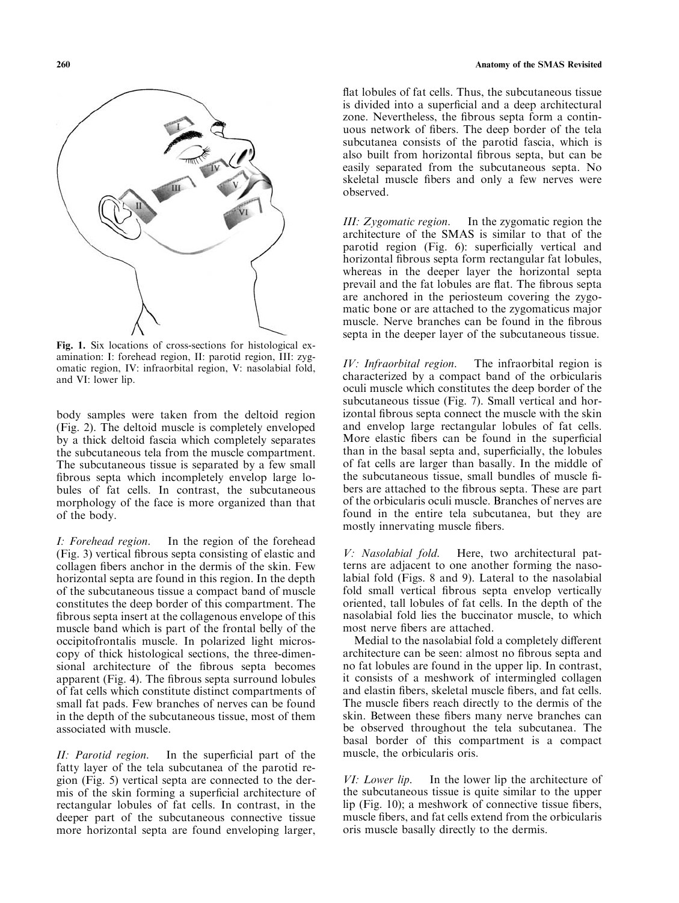Fig. 1. Six locations of cross-sections for histological examination: I: forehead region, II: parotid region, III: zygomatic region, IV: infraorbital region, V: nasolabial fold, and VI: lower lip.

body samples were taken from the deltoid region (Fig. 2). The deltoid muscle is completely enveloped by a thick deltoid fascia which completely separates the subcutaneous tela from the muscle compartment. The subcutaneous tissue is separated by a few small fibrous septa which incompletely envelop large lobules of fat cells. In contrast, the subcutaneous morphology of the face is more organized than that of the body.

*I: Forehead region.* In the region of the forehead (Fig. 3) vertical fibrous septa consisting of elastic and collagen fibers anchor in the dermis of the skin. Few horizontal septa are found in this region. In the depth of the subcutaneous tissue a compact band of muscle constitutes the deep border of this compartment. The fibrous septa insert at the collagenous envelope of this muscle band which is part of the frontal belly of the occipitofrontalis muscle. In polarized light microscopy of thick histological sections, the three-dimensional architecture of the fibrous septa becomes apparent (Fig. 4). The fibrous septa surround lobules of fat cells which constitute distinct compartments of small fat pads. Few branches of nerves can be found in the depth of the subcutaneous tissue, most of them associated with muscle.

*II: Parotid region.* In the superficial part of the fatty layer of the tela subcutanea of the parotid region (Fig. 5) vertical septa are connected to the dermis of the skin forming a superficial architecture of rectangular lobules of fat cells. In contrast, in the deeper part of the subcutaneous connective tissue more horizontal septa are found enveloping larger, flat lobules of fat cells. Thus, the subcutaneous tissue is divided into a superficial and a deep architectural zone. Nevertheless, the fibrous septa form a continuous network of fibers. The deep border of the tela subcutanea consists of the parotid fascia, which is also built from horizontal fibrous septa, but can be easily separated from the subcutaneous septa. No skeletal muscle fibers and only a few nerves were observed.

*III: Zygomatic region.* In the zygomatic region the architecture of the SMAS is similar to that of the parotid region (Fig. 6): superficially vertical and horizontal fibrous septa form rectangular fat lobules, whereas in the deeper layer the horizontal septa prevail and the fat lobules are flat. The fibrous septa are anchored in the periosteum covering the zygomatic bone or are attached to the zygomaticus major muscle. Nerve branches can be found in the fibrous septa in the deeper layer of the subcutaneous tissue.

*IV: Infraorbital region.* The infraorbital region is characterized by a compact band of the orbicularis oculi muscle which constitutes the deep border of the subcutaneous tissue (Fig. 7). Small vertical and horizontal fibrous septa connect the muscle with the skin and envelop large rectangular lobules of fat cells. More elastic fibers can be found in the superficial than in the basal septa and, superficially, the lobules of fat cells are larger than basally. In the middle of the subcutaneous tissue, small bundles of muscle fibers are attached to the fibrous septa. These are part of the orbicularis oculi muscle. Branches of nerves are found in the entire tela subcutanea, but they are mostly innervating muscle fibers.

*V: Nasolabial fold.* Here, two architectural patterns are adjacent to one another forming the nasolabial fold (Figs. 8 and 9). Lateral to the nasolabial fold small vertical fibrous septa envelop vertically oriented, tall lobules of fat cells. In the depth of the nasolabial fold lies the buccinator muscle, to which most nerve fibers are attached.

Medial to the nasolabial fold a completely different architecture can be seen: almost no fibrous septa and no fat lobules are found in the upper lip. In contrast, it consists of a meshwork of intermingled collagen and elastin fibers, skeletal muscle fibers, and fat cells. The muscle fibers reach directly to the dermis of the skin. Between these fibers many nerve branches can be observed throughout the tela subcutanea. The basal border of this compartment is a compact muscle, the orbicularis oris.

*VI: Lower lip.* In the lower lip the architecture of the subcutaneous tissue is quite similar to the upper lip (Fig. 10); a meshwork of connective tissue fibers, muscle fibers, and fat cells extend from the orbicularis oris muscle basally directly to the dermis.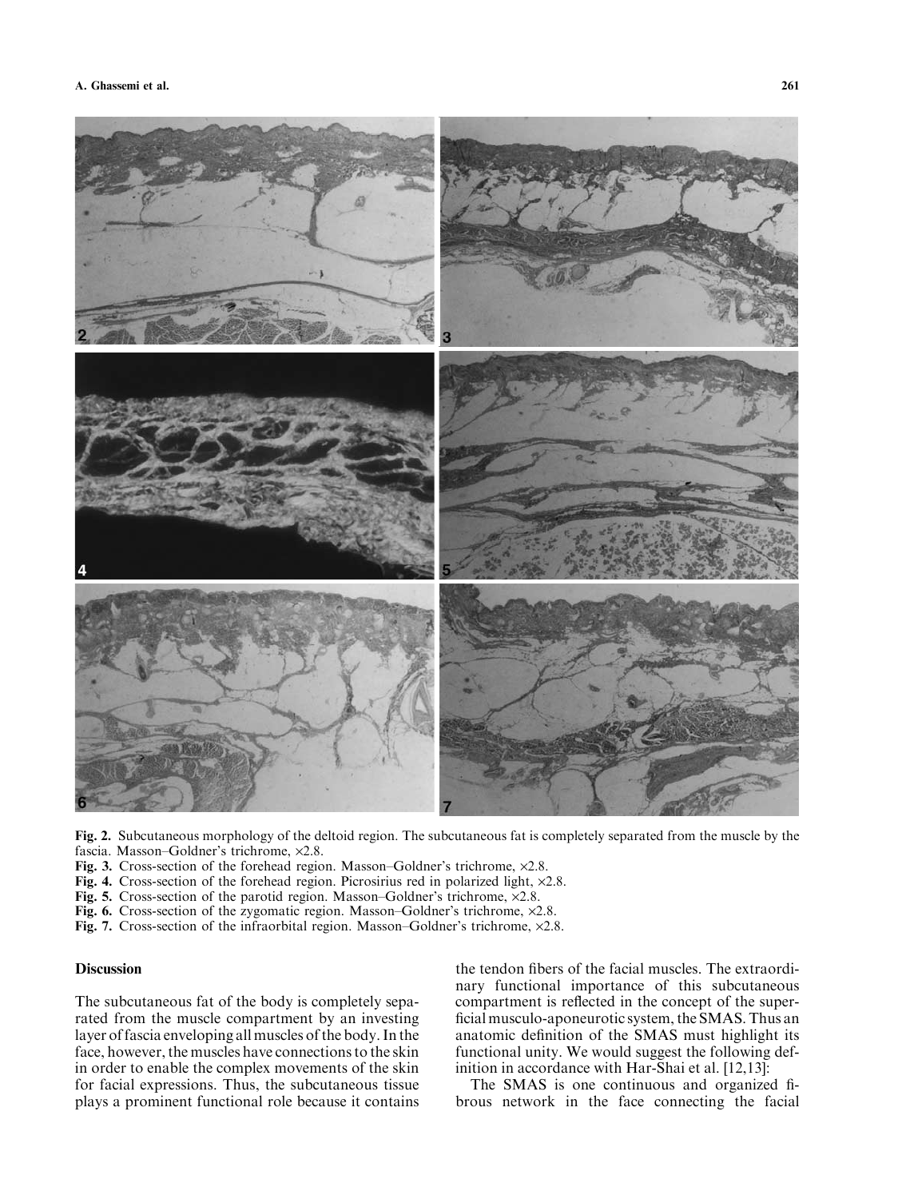**Fig. 2.** Subcutaneous morphology of the deltoid region. The subcutaneous fat is completely separated from the muscle by the fascia. Masson–Goldner's trichrome, ×2.8.

**Fig. 3.** Cross-section of the forehead region. Masson–Goldner's trichrome, ×2.8.

**Fig. 4.** Cross-section of the forehead region. Picrosirius red in polarized light, ×2.8.

**Fig. 5.** Cross-section of the parotid region. Masson–Goldner's trichrome, ×2.8.

**Fig. 6.** Cross-section of the zygomatic region. Masson–Goldner's trichrome, ×2.8.

**Fig. 7.** Cross-section of the infraorbital region. Masson–Goldner's trichrome, ×2.8.

## Discussion

The subcutaneous fat of the body is completely separated from the muscle compartment by an investing layer of fascia enveloping all muscles of the body. In the face, however, the muscles have connections to the skin in order to enable the complex movements of the skin for facial expressions. Thus, the subcutaneous tissue plays a prominent functional role because it contains the tendon fibers of the facial muscles. The extraordinary functional importance of this subcutaneous compartment is reflected in the concept of the superficial musculo-aponeurotic system, the SMAS. Thus an anatomic definition of the SMAS must highlight its functional unity. We would suggest the following definition in accordance with Har-Shai et al. [12,13]:

The SMAS is one continuous and organized fibrous network in the face connecting the facial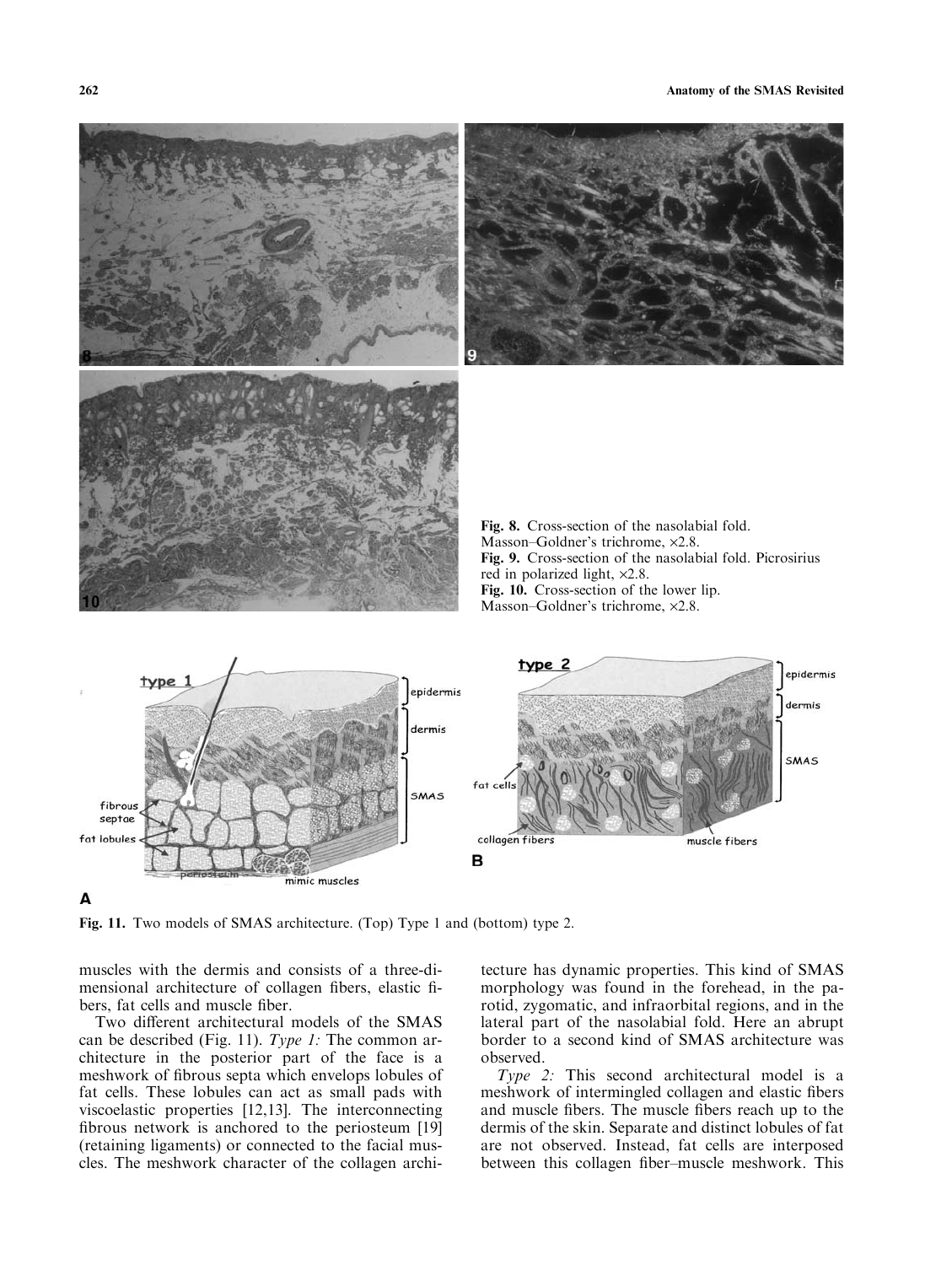Fig. 8. Cross-section of the nasolabial fold. Masson–Goldner's trichrome, ×2.8.
Fig. 9. Cross-section of the nasolabial fold. Picrosirius red in polarized light, ×2.8.
Fig. 10. Cross-section of the lower lip. Masson–Goldner's trichrome, ×2.8.

Fig. 11. Two models of SMAS architecture. (Top) Type 1 and (bottom) type 2.

muscles with the dermis and consists of a three-dimensional architecture of collagen fibers, elastic fibers, fat cells and muscle fiber.

Two different architectural models of the SMAS can be described (Fig. 11). *Type 1:* The common architecture in the posterior part of the face is a meshwork of fibrous septa which envelops lobules of fat cells. These lobules can act as small pads with viscoelastic properties [12,13]. The interconnecting fibrous network is anchored to the periosteum [19] (retaining ligaments) or connected to the facial muscles. The meshwork character of the collagen architecture has dynamic properties. This kind of SMAS morphology was found in the forehead, in the parotid, zygomatic, and infraorbital regions, and in the lateral part of the nasolabial fold. Here an abrupt border to a second kind of SMAS architecture was observed.

*Type 2:* This second architectural model is a meshwork of intermingled collagen and elastic fibers and muscle fibers. The muscle fibers reach up to the dermis of the skin. Separate and distinct lobules of fat are not observed. Instead, fat cells are interposed between this collagen fiber–muscle meshwork. This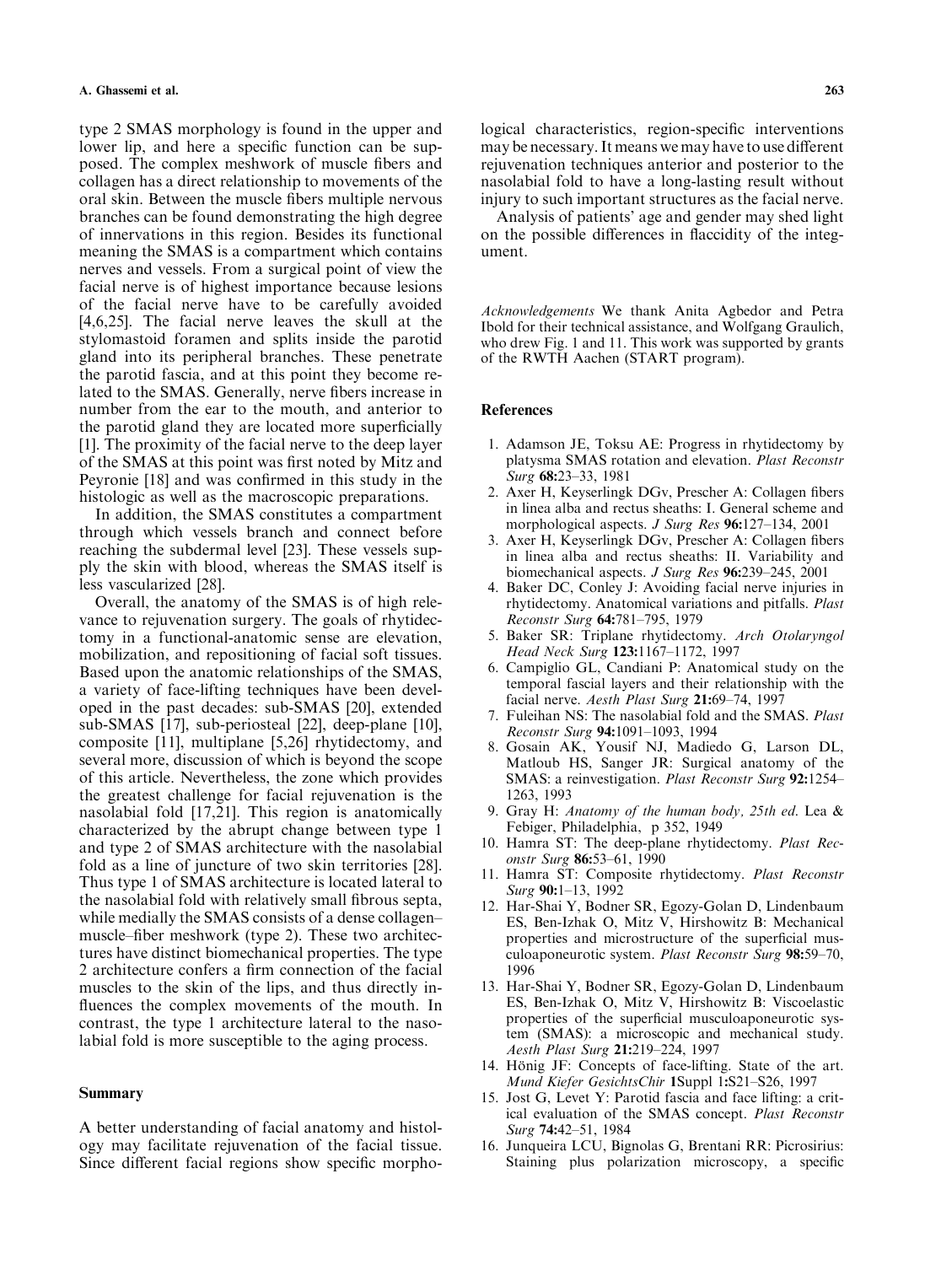type 2 SMAS morphology is found in the upper and lower lip, and here a specific function can be supposed. The complex meshwork of muscle fibers and collagen has a direct relationship to movements of the oral skin. Between the muscle fibers multiple nervous branches can be found demonstrating the high degree of innervations in this region. Besides its functional meaning the SMAS is a compartment which contains nerves and vessels. From a surgical point of view the facial nerve is of highest importance because lesions of the facial nerve have to be carefully avoided [4,6,25]. The facial nerve leaves the skull at the stylomastoid foramen and splits inside the parotid gland into its peripheral branches. These penetrate the parotid fascia, and at this point they become related to the SMAS. Generally, nerve fibers increase in number from the ear to the mouth, and anterior to the parotid gland they are located more superficially [1]. The proximity of the facial nerve to the deep layer of the SMAS at this point was first noted by Mitz and Peyronie [18] and was confirmed in this study in the histologic as well as the macroscopic preparations.

In addition, the SMAS constitutes a compartment through which vessels branch and connect before reaching the subdermal level [23]. These vessels supply the skin with blood, whereas the SMAS itself is less vascularized [28].

Overall, the anatomy of the SMAS is of high relevance to rejuvenation surgery. The goals of rhytidectomy in a functional-anatomic sense are elevation, mobilization, and repositioning of facial soft tissues. Based upon the anatomic relationships of the SMAS, a variety of face-lifting techniques have been developed in the past decades: sub-SMAS [20], extended sub-SMAS [17], sub-periosteal [22], deep-plane [10], composite [11], multiplane [5,26] rhytidectomy, and several more, discussion of which is beyond the scope of this article. Nevertheless, the zone which provides the greatest challenge for facial rejuvenation is the nasolabial fold [17,21]. This region is anatomically characterized by the abrupt change between type 1 and type 2 of SMAS architecture with the nasolabial fold as a line of juncture of two skin territories [28]. Thus type 1 of SMAS architecture is located lateral to the nasolabial fold with relatively small fibrous septa, while medially the SMAS consists of a dense collagen–muscle–fiber meshwork (type 2). These two architectures have distinct biomechanical properties. The type 2 architecture confers a firm connection of the facial muscles to the skin of the lips, and thus directly influences the complex movements of the mouth. In contrast, the type 1 architecture lateral to the nasolabial fold is more susceptible to the aging process.

## Summary

A better understanding of facial anatomy and histology may facilitate rejuvenation of the facial tissue. Since different facial regions show specific morphological characteristics, region-specific interventions may be necessary. It means we may have to use different rejuvenation techniques anterior and posterior to the nasolabial fold to have a long-lasting result without injury to such important structures as the facial nerve.

Analysis of patients' age and gender may shed light on the possible differences in flaccidity of the integument.

*Acknowledgements* We thank Anita Agbedor and Petra Ibold for their technical assistance, and Wolfgang Graulich, who drew Fig. 1 and 11. This work was supported by grants of the RWTH Aachen (START program).

## References

1. Adamson JE, Toksu AE: Progress in rhytidectomy by platysma SMAS rotation and elevation. *Plast Reconstr Surg* **68:**23–33, 1981
2. Axer H, Keyserlingk DGv, Prescher A: Collagen fibers in linea alba and rectus sheaths: I. General scheme and morphological aspects. *J Surg Res* **96:**127–134, 2001
3. Axer H, Keyserlingk DGv, Prescher A: Collagen fibers in linea alba and rectus sheaths: II. Variability and biomechanical aspects. *J Surg Res* **96:**239–245, 2001
4. Baker DC, Conley J: Avoiding facial nerve injuries in rhytidectomy. Anatomical variations and pitfalls. *Plast Reconstr Surg* **64:**781–795, 1979
5. Baker SR: Triplane rhytidectomy. *Arch Otolaryngol Head Neck Surg* **123:**1167–1172, 1997
6. Campiglio GL, Candiani P: Anatomical study on the temporal fascial layers and their relationship with the facial nerve. *Aesth Plast Surg* **21:**69–74, 1997
7. Fuleihan NS: The nasolabial fold and the SMAS. *Plast Reconstr Surg* **94:**1091–1093, 1994
8. Gosain AK, Yousif NJ, Madiedo G, Larson DL, Matloub HS, Sanger JR: Surgical anatomy of the SMAS: a reinvestigation. *Plast Reconstr Surg* **92:**1254–1263, 1993
9. Gray H: *Anatomy of the human body, 25th ed.* Lea & Febiger, Philadelphia, p 352, 1949
10. Hamra ST: The deep-plane rhytidectomy. *Plast Reconstr Surg* **86:**53–61, 1990
11. Hamra ST: Composite rhytidectomy. *Plast Reconstr Surg* **90:**1–13, 1992
12. Har-Shai Y, Bodner SR, Egozy-Golan D, Lindenbaum ES, Ben-Izhak O, Mitz V, Hirshowitz B: Mechanical properties and microstructure of the superficial musculoaponeurotic system. *Plast Reconstr Surg* **98:**59–70, 1996
13. Har-Shai Y, Bodner SR, Egozy-Golan D, Lindenbaum ES, Ben-Izhak O, Mitz V, Hirshowitz B: Viscoelastic properties of the superficial musculoaponeurotic system (SMAS): a microscopic and mechanical study. *Aesth Plast Surg* **21:**219–224, 1997
14. Hönig JF: Concepts of face-lifting. State of the art. *Mund Kiefer GesichtsChir* **1**Suppl 1**:**S21–S26, 1997
15. Jost G, Levet Y: Parotid fascia and face lifting: a critical evaluation of the SMAS concept. *Plast Reconstr Surg* **74:**42–51, 1984
16. Junqueira LCU, Bignolas G, Brentani RR: Picrosirius: Staining plus polarization microscopy, a specific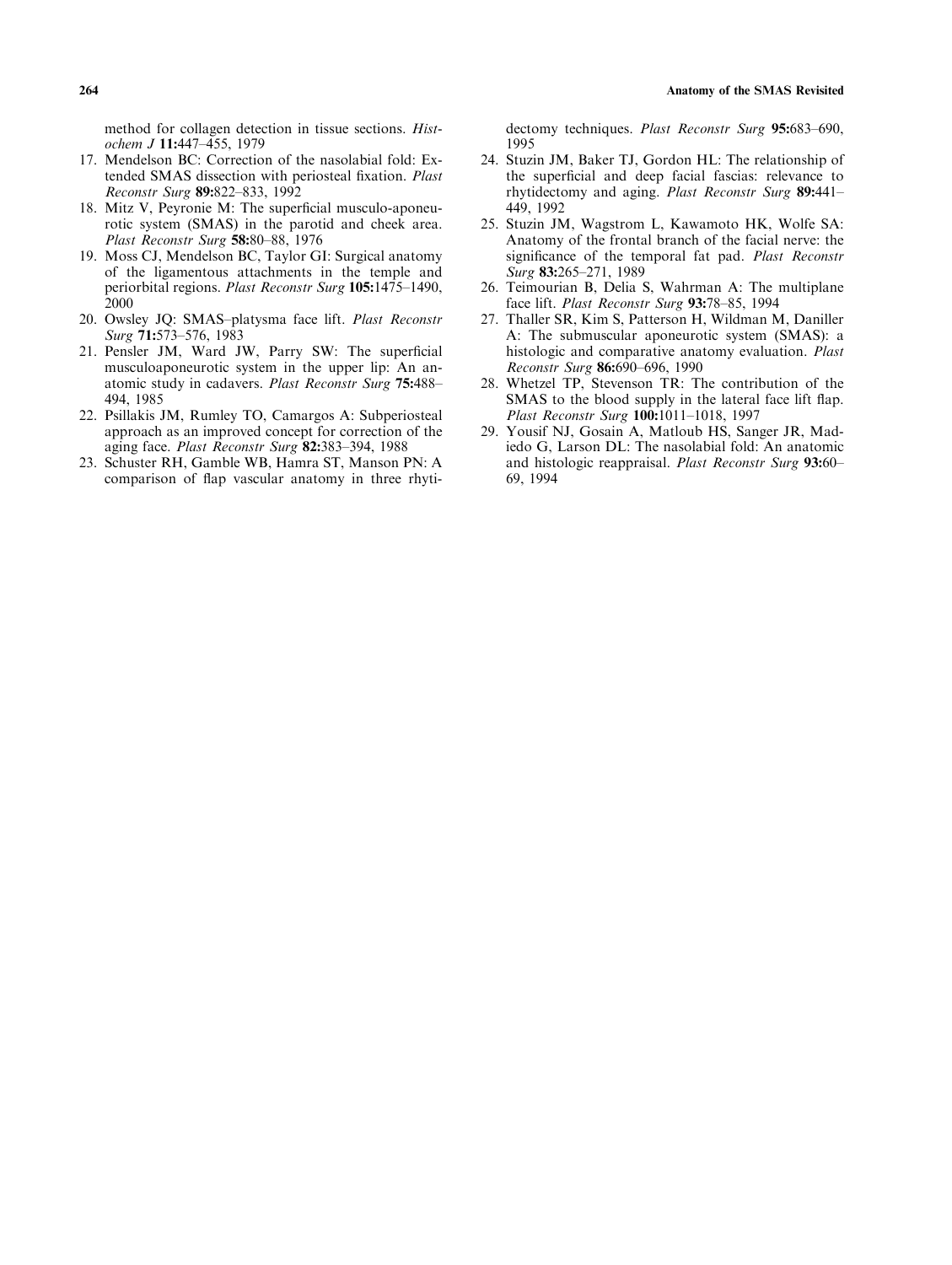method for collagen detection in tissue sections. *Histochem J* **11:**447–455, 1979

17. Mendelson BC: Correction of the nasolabial fold: Extended SMAS dissection with periosteal fixation. *Plast Reconstr Surg* **89:**822–833, 1992
18. Mitz V, Peyronie M: The superficial musculo-aponeurotic system (SMAS) in the parotid and cheek area. *Plast Reconstr Surg* **58:**80–88, 1976
19. Moss CJ, Mendelson BC, Taylor GI: Surgical anatomy of the ligamentous attachments in the temple and periorbital regions. *Plast Reconstr Surg* **105:**1475–1490, 2000
20. Owsley JQ: SMAS–platysma face lift. *Plast Reconstr Surg* **71:**573–576, 1983
21. Pensler JM, Ward JW, Parry SW: The superficial musculoaponeurotic system in the upper lip: An anatomic study in cadavers. *Plast Reconstr Surg* **75:**488–494, 1985
22. Psillakis JM, Rumley TO, Camargos A: Subperiosteal approach as an improved concept for correction of the aging face. *Plast Reconstr Surg* **82:**383–394, 1988
23. Schuster RH, Gamble WB, Hamra ST, Manson PN: A comparison of flap vascular anatomy in three rhytidectomy techniques. *Plast Reconstr Surg* **95:**683–690, 1995
24. Stuzin JM, Baker TJ, Gordon HL: The relationship of the superficial and deep facial fascias: relevance to rhytidectomy and aging. *Plast Reconstr Surg* **89:**441–449, 1992
25. Stuzin JM, Wagstrom L, Kawamoto HK, Wolfe SA: Anatomy of the frontal branch of the facial nerve: the significance of the temporal fat pad. *Plast Reconstr Surg* **83:**265–271, 1989
26. Teimourian B, Delia S, Wahrman A: The multiplane face lift. *Plast Reconstr Surg* **93:**78–85, 1994
27. Thaller SR, Kim S, Patterson H, Wildman M, Daniller A: The submuscular aponeurotic system (SMAS): a histologic and comparative anatomy evaluation. *Plast Reconstr Surg* **86:**690–696, 1990
28. Whetzel TP, Stevenson TR: The contribution of the SMAS to the blood supply in the lateral face lift flap. *Plast Reconstr Surg* **100:**1011–1018, 1997
29. Yousif NJ, Gosain A, Matloub HS, Sanger JR, Madiedo G, Larson DL: The nasolabial fold: An anatomic and histologic reappraisal. *Plast Reconstr Surg* **93:**60–69, 1994